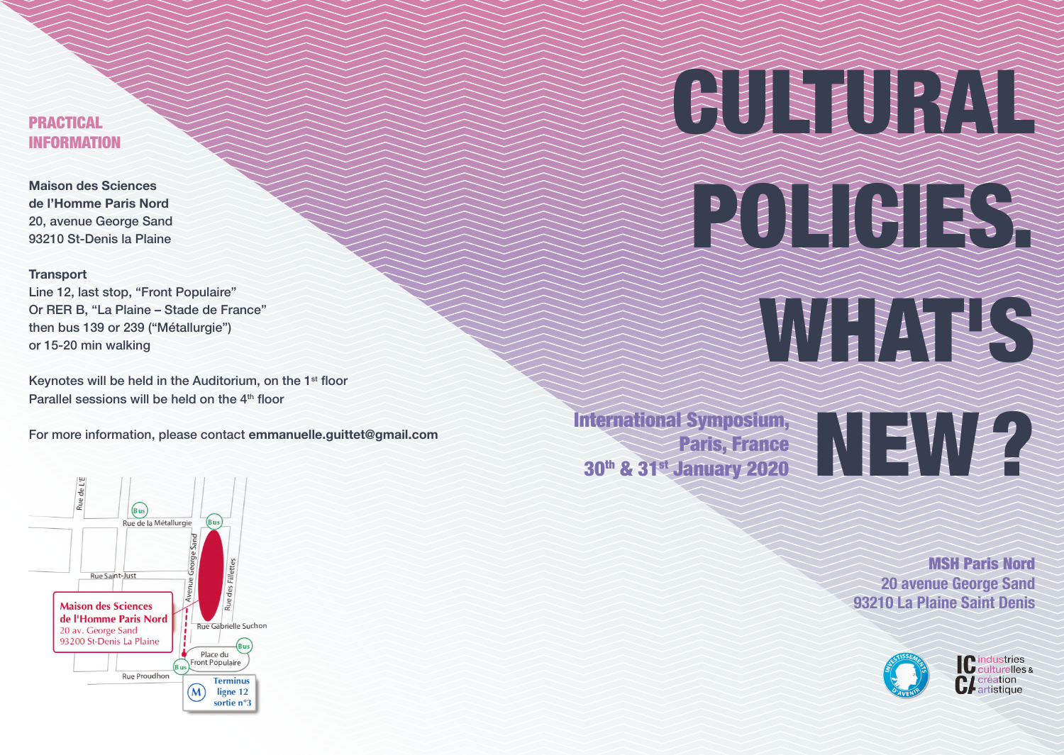## PRACTICAL INFORMATION

**Maison des Sciences de l'Homme Paris Nord**
20, avenue George Sand
93210 St-Denis la Plaine

**Transport**
Line 12, last stop, "Front Populaire"
Or RER B, "La Plaine – Stade de France"
then bus 139 or 239 ("Métallurgie")
or 15-20 min walking

Keynotes will be held in the Auditorium, on the 1st floor
Parallel sessions will be held on the 4th floor

For more information, please contact **emmanuelle.guittet@gmail.com**

Rue de l'E
Bus
Rue de la Métallurgie
Bus
Avenue George Sand
Rue des Fillettes
Rue Saint-Just
Maison des Sciences de l'Homme Paris Nord
20 av. George Sand
93200 St-Denis La Plaine
Rue Gabrielle Suchon
Bus
Place du Front Populaire
Bus
Rue Proudhon
M Terminus ligne 12 sortie n°3

# CULTURAL POLICIES. WHAT'S NEW ?

**International Symposium,**
**Paris, France**
**30th & 31st January 2020**

**MSH Paris Nord**
**20 avenue George Sand**
**93210 La Plaine Saint Denis**

INVESTISSEMENTS D'AVENIR

IC CA industries culturelles & création artistique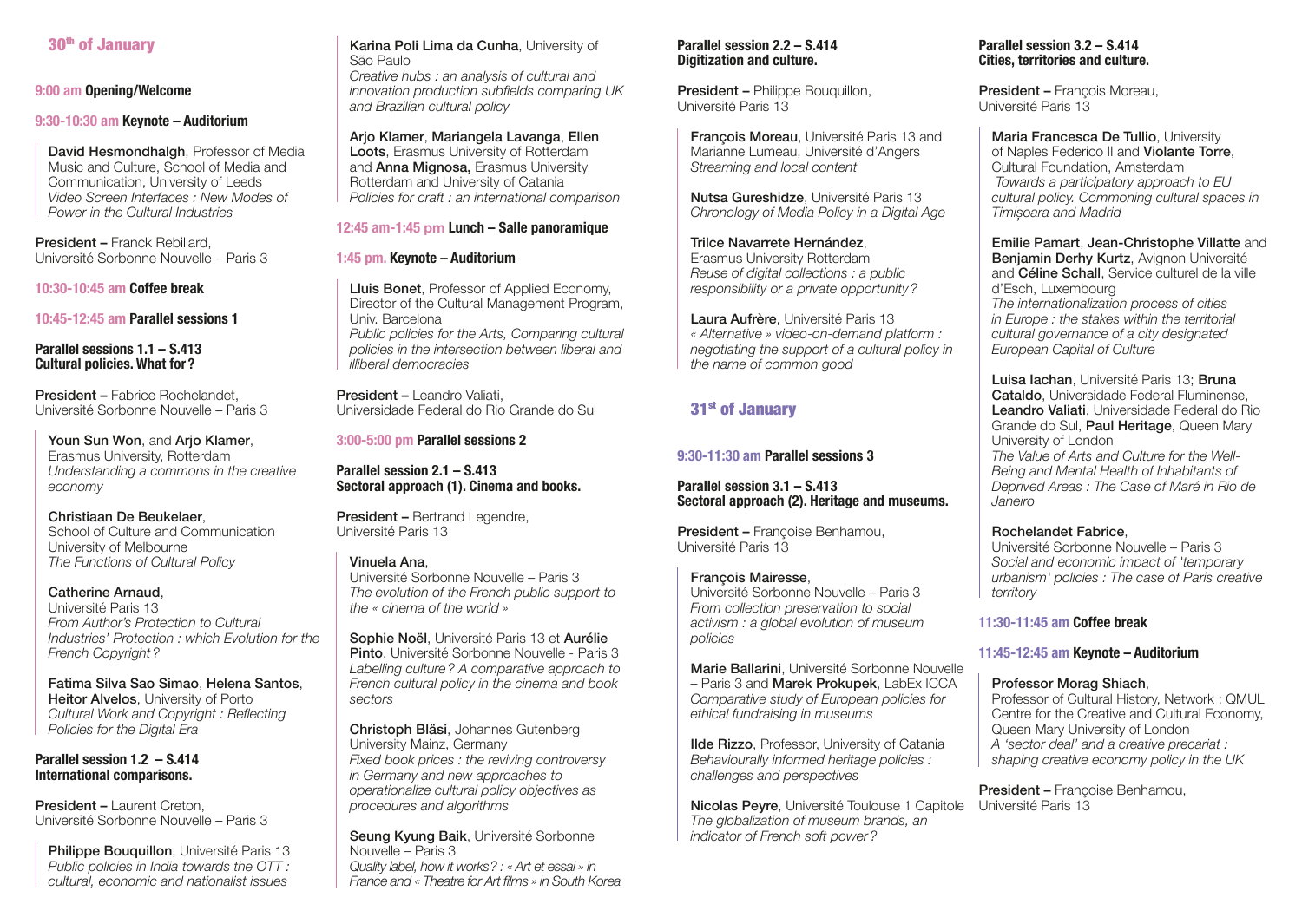## 30th of January

**9:00 am Opening/Welcome**

**9:30-10:30 am Keynote – Auditorium**

**David Hesmondhalgh**, Professor of Media Music and Culture, School of Media and Communication, University of Leeds
*Video Screen Interfaces : New Modes of Power in the Cultural Industries*

**President –** Franck Rebillard, Université Sorbonne Nouvelle – Paris 3

**10:30-10:45 am Coffee break**

**10:45-12:45 am Parallel sessions 1**

**Parallel sessions 1.1 – S.413**
**Cultural policies. What for ?**

**President –** Fabrice Rochelandet, Université Sorbonne Nouvelle – Paris 3

**Youn Sun Won**, and **Arjo Klamer**, Erasmus University, Rotterdam
*Understanding a commons in the creative economy*

**Christiaan De Beukelaer**, School of Culture and Communication University of Melbourne
*The Functions of Cultural Policy*

**Catherine Arnaud**, Université Paris 13
*From Author's Protection to Cultural Industries' Protection : which Evolution for the French Copyright ?*

**Fatima Silva Sao Simao**, **Helena Santos**, **Heitor Alvelos**, University of Porto
*Cultural Work and Copyright : Reflecting Policies for the Digital Era*

**Parallel session 1.2 – S.414**
**International comparisons.**

**President –** Laurent Creton, Université Sorbonne Nouvelle – Paris 3

**Philippe Bouquillon**, Université Paris 13
*Public policies in India towards the OTT : cultural, economic and nationalist issues*

**Karina Poli Lima da Cunha**, University of São Paulo
*Creative hubs : an analysis of cultural and innovation production subfields comparing UK and Brazilian cultural policy*

**Arjo Klamer**, **Mariangela Lavanga**, **Ellen Loots**, Erasmus University of Rotterdam and **Anna Mignosa,** Erasmus University Rotterdam and University of Catania
*Policies for craft : an international comparison*

**12:45 am-1:45 pm Lunch – Salle panoramique**

**1:45 pm. Keynote – Auditorium**

**Lluis Bonet**, Professor of Applied Economy, Director of the Cultural Management Program, Univ. Barcelona
*Public policies for the Arts, Comparing cultural policies in the intersection between liberal and illiberal democracies*

**President –** Leandro Valiati, Universidade Federal do Rio Grande do Sul

**3:00-5:00 pm Parallel sessions 2**

**Parallel session 2.1 – S.413**
**Sectoral approach (1). Cinema and books.**

**President –** Bertrand Legendre, Université Paris 13

**Vinuela Ana**, Université Sorbonne Nouvelle – Paris 3
*The evolution of the French public support to the « cinema of the world »*

**Sophie Noël**, Université Paris 13 et **Aurélie Pinto**, Université Sorbonne Nouvelle - Paris 3
*Labelling culture ? A comparative approach to French cultural policy in the cinema and book sectors*

**Christoph Bläsi**, Johannes Gutenberg University Mainz, Germany
*Fixed book prices : the reviving controversy in Germany and new approaches to operationalize cultural policy objectives as procedures and algorithms*

**Seung Kyung Baik**, Université Sorbonne Nouvelle – Paris 3
*Quality label, how it works ? : « Art et essai » in France and « Theatre for Art films » in South Korea*

**Parallel session 2.2 – S.414**
**Digitization and culture.**

**President –** Philippe Bouquillon, Université Paris 13

**François Moreau**, Université Paris 13 and Marianne Lumeau, Université d'Angers
*Streaming and local content*

**Nutsa Gureshidze**, Université Paris 13
*Chronology of Media Policy in a Digital Age*

**Trilce Navarrete Hernández**, Erasmus University Rotterdam
*Reuse of digital collections : a public responsibility or a private opportunity ?*

**Laura Aufrère**, Université Paris 13
*« Alternative » video-on-demand platform : negotiating the support of a cultural policy in the name of common good*

## 31st of January

**9:30-11:30 am Parallel sessions 3**

**Parallel session 3.1 – S.413**
**Sectoral approach (2). Heritage and museums.**

**President –** Françoise Benhamou, Université Paris 13

**François Mairesse**, Université Sorbonne Nouvelle – Paris 3
*From collection preservation to social activism : a global evolution of museum policies*

**Marie Ballarini**, Université Sorbonne Nouvelle – Paris 3 and **Marek Prokupek**, LabEx ICCA
*Comparative study of European policies for ethical fundraising in museums*

**Ilde Rizzo**, Professor, University of Catania
*Behaviourally informed heritage policies : challenges and perspectives*

**Nicolas Peyre**, Université Toulouse 1 Capitole
*The globalization of museum brands, an indicator of French soft power ?*

**Parallel session 3.2 – S.414**
**Cities, territories and culture.**

**President –** François Moreau, Université Paris 13

**Maria Francesca De Tullio**, University of Naples Federico II and **Violante Torre**, Cultural Foundation, Amsterdam
*Towards a participatory approach to EU cultural policy. Commoning cultural spaces in Timișoara and Madrid*

**Emilie Pamart**, **Jean-Christophe Villatte** and **Benjamin Derhy Kurtz**, Avignon Université and **Céline Schall**, Service culturel de la ville d'Esch, Luxembourg
*The internationalization process of cities in Europe : the stakes within the territorial cultural governance of a city designated European Capital of Culture*

**Luisa Iachan**, Université Paris 13; **Bruna Cataldo**, Universidade Federal Fluminense, **Leandro Valiati**, Universidade Federal do Rio Grande do Sul, **Paul Heritage**, Queen Mary University of London
*The Value of Arts and Culture for the Well-Being and Mental Health of Inhabitants of Deprived Areas : The Case of Maré in Rio de Janeiro*

**Rochelandet Fabrice**, Université Sorbonne Nouvelle – Paris 3
*Social and economic impact of 'temporary urbanism' policies : The case of Paris creative territory*

**11:30-11:45 am Coffee break**

**11:45-12:45 am Keynote – Auditorium**

**Professor Morag Shiach**, Professor of Cultural History, Network : QMUL Centre for the Creative and Cultural Economy, Queen Mary University of London
*A 'sector deal' and a creative precariat : shaping creative economy policy in the UK*

**President –** Françoise Benhamou, Université Paris 13